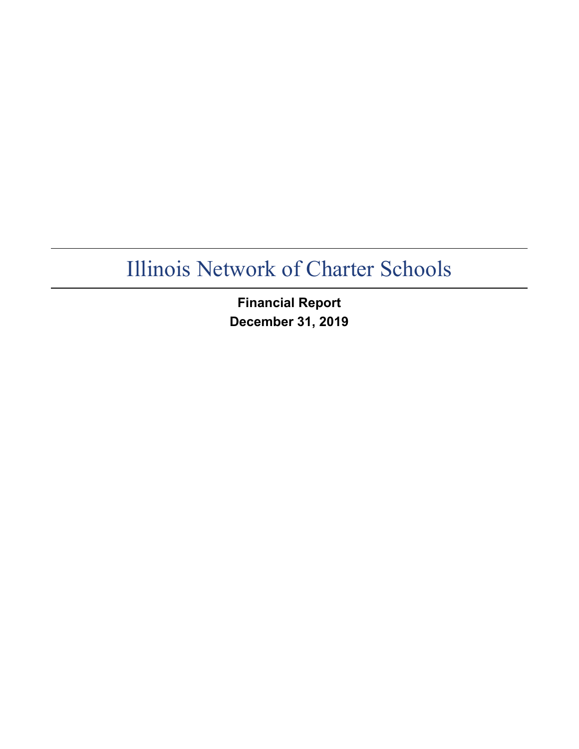# Illinois Network of Charter Schools

**Financial Report**

**December 31, 2019**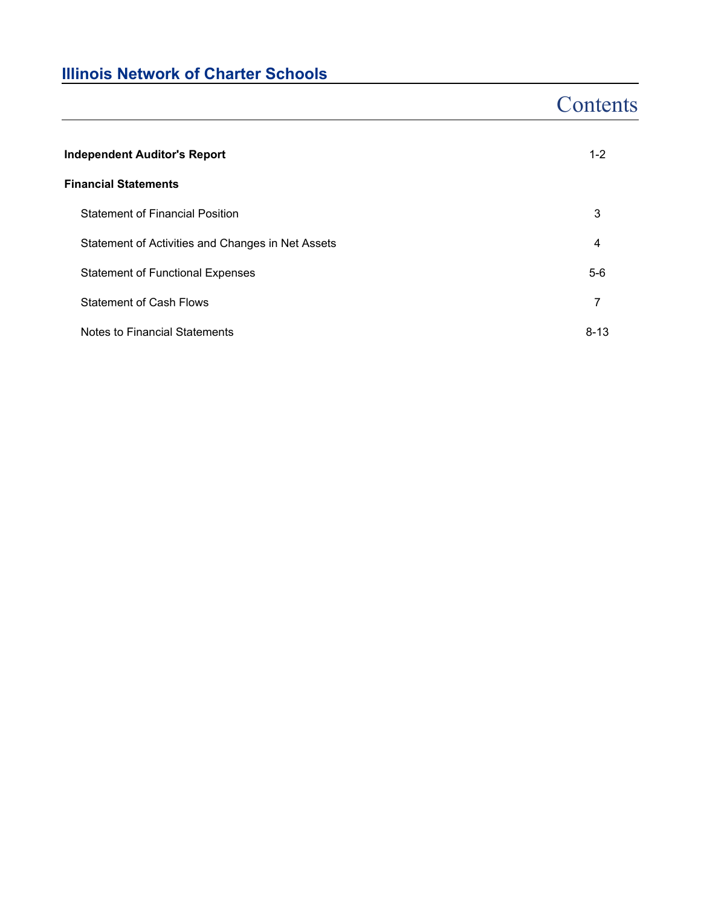# Illinois Network of Charter Schools

## Contents

| | |
|---|---|
| **Independent Auditor's Report** | 1-2 |
| **Financial Statements** | |
| Statement of Financial Position | 3 |
| Statement of Activities and Changes in Net Assets | 4 |
| Statement of Functional Expenses | 5-6 |
| Statement of Cash Flows | 7 |
| Notes to Financial Statements | 8-13 |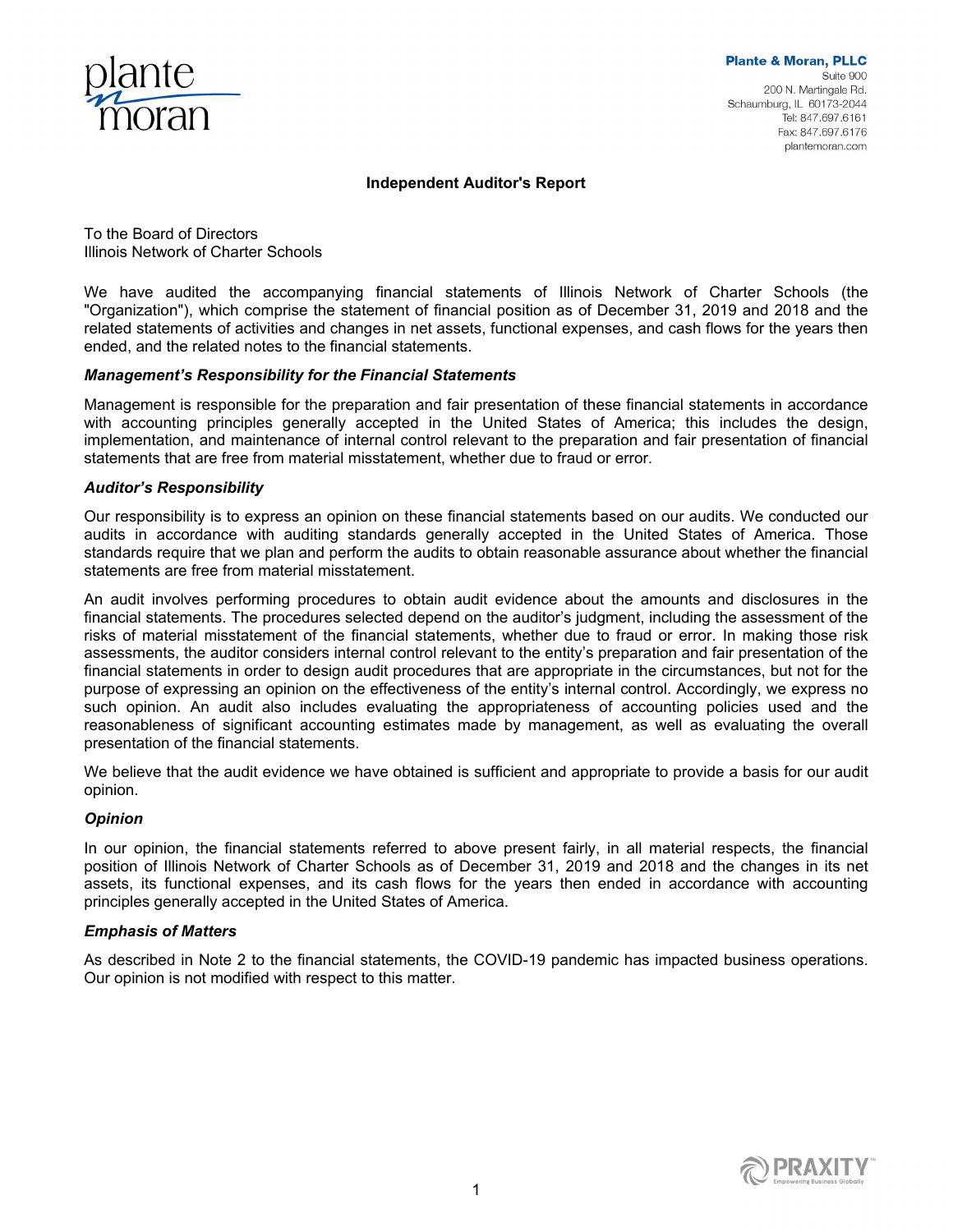Plante & Moran, PLLC
Suite 900
200 N. Martingale Rd.
Schaumburg, IL 60173-2044
Tel: 847.697.6161
Fax: 847.697.6176
plantemoran.com

## Independent Auditor's Report

To the Board of Directors
Illinois Network of Charter Schools

We have audited the accompanying financial statements of Illinois Network of Charter Schools (the "Organization"), which comprise the statement of financial position as of December 31, 2019 and 2018 and the related statements of activities and changes in net assets, functional expenses, and cash flows for the years then ended, and the related notes to the financial statements.

### *Management's Responsibility for the Financial Statements*

Management is responsible for the preparation and fair presentation of these financial statements in accordance with accounting principles generally accepted in the United States of America; this includes the design, implementation, and maintenance of internal control relevant to the preparation and fair presentation of financial statements that are free from material misstatement, whether due to fraud or error.

### *Auditor's Responsibility*

Our responsibility is to express an opinion on these financial statements based on our audits. We conducted our audits in accordance with auditing standards generally accepted in the United States of America. Those standards require that we plan and perform the audits to obtain reasonable assurance about whether the financial statements are free from material misstatement.

An audit involves performing procedures to obtain audit evidence about the amounts and disclosures in the financial statements. The procedures selected depend on the auditor's judgment, including the assessment of the risks of material misstatement of the financial statements, whether due to fraud or error. In making those risk assessments, the auditor considers internal control relevant to the entity's preparation and fair presentation of the financial statements in order to design audit procedures that are appropriate in the circumstances, but not for the purpose of expressing an opinion on the effectiveness of the entity's internal control. Accordingly, we express no such opinion. An audit also includes evaluating the appropriateness of accounting policies used and the reasonableness of significant accounting estimates made by management, as well as evaluating the overall presentation of the financial statements.

We believe that the audit evidence we have obtained is sufficient and appropriate to provide a basis for our audit opinion.

### *Opinion*

In our opinion, the financial statements referred to above present fairly, in all material respects, the financial position of Illinois Network of Charter Schools as of December 31, 2019 and 2018 and the changes in its net assets, its functional expenses, and its cash flows for the years then ended in accordance with accounting principles generally accepted in the United States of America.

### *Emphasis of Matters*

As described in Note 2 to the financial statements, the COVID-19 pandemic has impacted business operations. Our opinion is not modified with respect to this matter.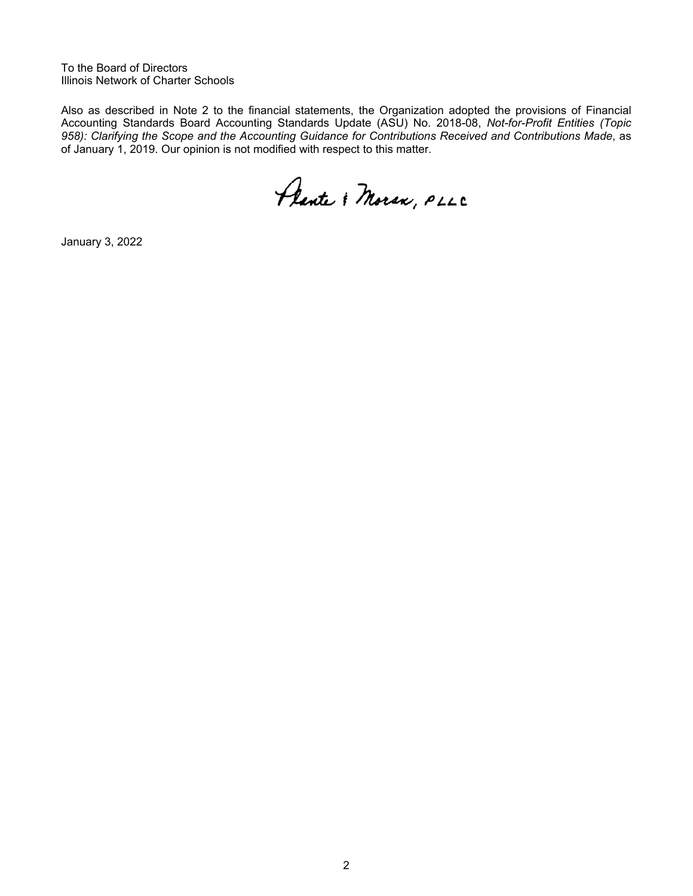To the Board of Directors
Illinois Network of Charter Schools

Also as described in Note 2 to the financial statements, the Organization adopted the provisions of Financial Accounting Standards Board Accounting Standards Update (ASU) No. 2018-08, *Not-for-Profit Entities (Topic 958): Clarifying the Scope and the Accounting Guidance for Contributions Received and Contributions Made*, as of January 1, 2019. Our opinion is not modified with respect to this matter.

Plante & Moran, PLLC

January 3, 2022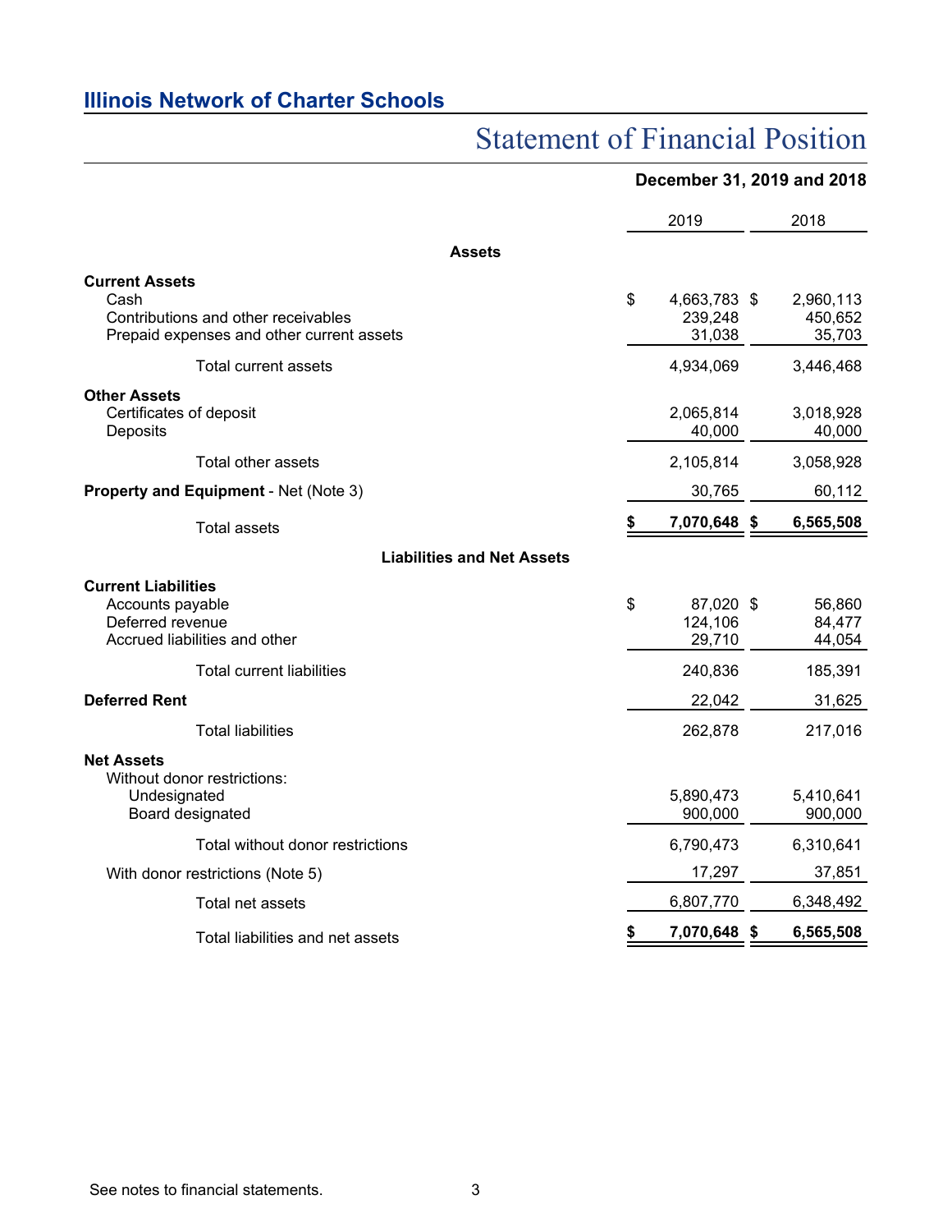## Illinois Network of Charter Schools

# Statement of Financial Position

**December 31, 2019 and 2018**

| | 2019 | 2018 |
|---|---|---|
| **Assets** | | |
| **Current Assets** | | |
| Cash | $ 4,663,783 | $ 2,960,113 |
| Contributions and other receivables | 239,248 | 450,652 |
| Prepaid expenses and other current assets | 31,038 | 35,703 |
| Total current assets | 4,934,069 | 3,446,468 |
| **Other Assets** | | |
| Certificates of deposit | 2,065,814 | 3,018,928 |
| Deposits | 40,000 | 40,000 |
| Total other assets | 2,105,814 | 3,058,928 |
| **Property and Equipment** - Net (Note 3) | 30,765 | 60,112 |
| Total assets | **$ 7,070,648** | **$ 6,565,508** |
| **Liabilities and Net Assets** | | |
| **Current Liabilities** | | |
| Accounts payable | $ 87,020 | $ 56,860 |
| Deferred revenue | 124,106 | 84,477 |
| Accrued liabilities and other | 29,710 | 44,054 |
| Total current liabilities | 240,836 | 185,391 |
| **Deferred Rent** | 22,042 | 31,625 |
| Total liabilities | 262,878 | 217,016 |
| **Net Assets** | | |
| Without donor restrictions: | | |
| Undesignated | 5,890,473 | 5,410,641 |
| Board designated | 900,000 | 900,000 |
| Total without donor restrictions | 6,790,473 | 6,310,641 |
| With donor restrictions (Note 5) | 17,297 | 37,851 |
| Total net assets | 6,807,770 | 6,348,492 |
| Total liabilities and net assets | **$ 7,070,648** | **$ 6,565,508** |

See notes to financial statements.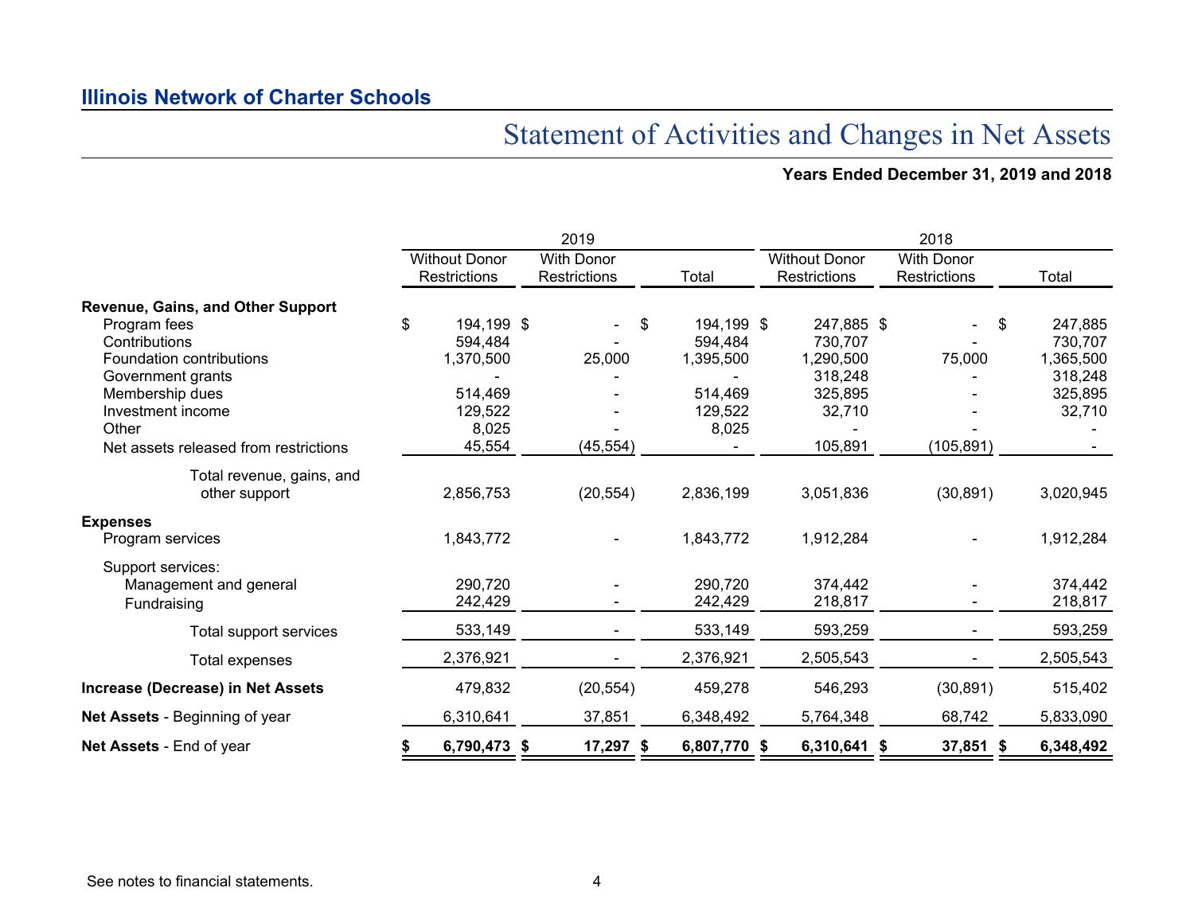## Illinois Network of Charter Schools

# Statement of Activities and Changes in Net Assets

**Years Ended December 31, 2019 and 2018**

| | 2019 | | | 2018 | | |
|---|---|---|---|---|---|---|
| | Without Donor Restrictions | With Donor Restrictions | Total | Without Donor Restrictions | With Donor Restrictions | Total |
| **Revenue, Gains, and Other Support** | | | | | | |
| Program fees | $ 194,199 | $ - | $ 194,199 | $ 247,885 | $ - | $ 247,885 |
| Contributions | 594,484 | - | 594,484 | 730,707 | - | 730,707 |
| Foundation contributions | 1,370,500 | 25,000 | 1,395,500 | 1,290,500 | 75,000 | 1,365,500 |
| Government grants | - | - | - | 318,248 | - | 318,248 |
| Membership dues | 514,469 | - | 514,469 | 325,895 | - | 325,895 |
| Investment income | 129,522 | - | 129,522 | 32,710 | - | 32,710 |
| Other | 8,025 | - | 8,025 | - | - | - |
| Net assets released from restrictions | 45,554 | (45,554) | - | 105,891 | (105,891) | - |
| Total revenue, gains, and other support | 2,856,753 | (20,554) | 2,836,199 | 3,051,836 | (30,891) | 3,020,945 |
| **Expenses** | | | | | | |
| Program services | 1,843,772 | - | 1,843,772 | 1,912,284 | - | 1,912,284 |
| Support services: | | | | | | |
| Management and general | 290,720 | - | 290,720 | 374,442 | - | 374,442 |
| Fundraising | 242,429 | - | 242,429 | 218,817 | - | 218,817 |
| Total support services | 533,149 | - | 533,149 | 593,259 | - | 593,259 |
| Total expenses | 2,376,921 | - | 2,376,921 | 2,505,543 | - | 2,505,543 |
| **Increase (Decrease) in Net Assets** | 479,832 | (20,554) | 459,278 | 546,293 | (30,891) | 515,402 |
| **Net Assets** - Beginning of year | 6,310,641 | 37,851 | 6,348,492 | 5,764,348 | 68,742 | 5,833,090 |
| **Net Assets** - End of year | **$ 6,790,473** | **$ 17,297** | **$ 6,807,770** | **$ 6,310,641** | **$ 37,851** | **$ 6,348,492** |

See notes to financial statements.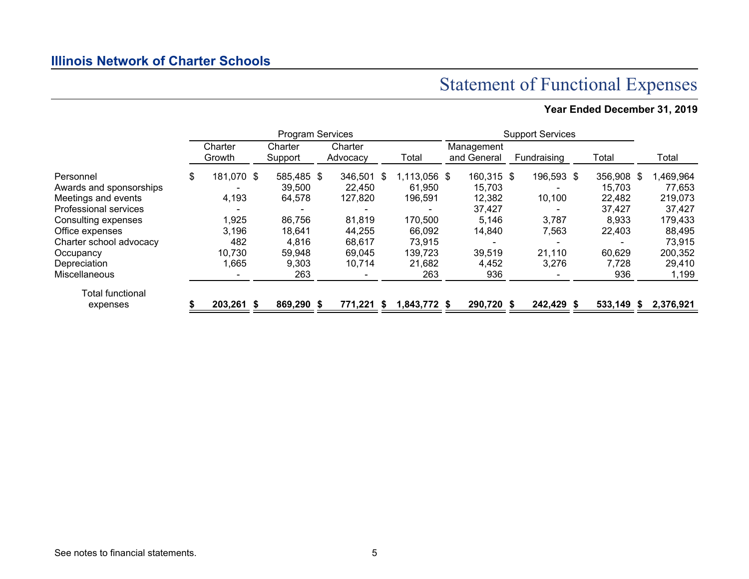**Illinois Network of Charter Schools**

# Statement of Functional Expenses

**Year Ended December 31, 2019**

| | Program Services | | | | Support Services | | | |
|---|---|---|---|---|---|---|---|---|
| | Charter Growth | Charter Support | Charter Advocacy | Total | Management and General | Fundraising | Total | Total |
| Personnel | $ 181,070 | $ 585,485 | $ 346,501 | $ 1,113,056 | $ 160,315 | $ 196,593 | $ 356,908 | $ 1,469,964 |
| Awards and sponsorships | - | 39,500 | 22,450 | 61,950 | 15,703 | - | 15,703 | 77,653 |
| Meetings and events | 4,193 | 64,578 | 127,820 | 196,591 | 12,382 | 10,100 | 22,482 | 219,073 |
| Professional services | - | - | - | - | 37,427 | - | 37,427 | 37,427 |
| Consulting expenses | 1,925 | 86,756 | 81,819 | 170,500 | 5,146 | 3,787 | 8,933 | 179,433 |
| Office expenses | 3,196 | 18,641 | 44,255 | 66,092 | 14,840 | 7,563 | 22,403 | 88,495 |
| Charter school advocacy | 482 | 4,816 | 68,617 | 73,915 | - | - | - | 73,915 |
| Occupancy | 10,730 | 59,948 | 69,045 | 139,723 | 39,519 | 21,110 | 60,629 | 200,352 |
| Depreciation | 1,665 | 9,303 | 10,714 | 21,682 | 4,452 | 3,276 | 7,728 | 29,410 |
| Miscellaneous | - | 263 | - | 263 | 936 | - | 936 | 1,199 |
| Total functional expenses | **$ 203,261** | **$ 869,290** | **$ 771,221** | **$ 1,843,772** | **$ 290,720** | **$ 242,429** | **$ 533,149** | **$ 2,376,921** |

See notes to financial statements.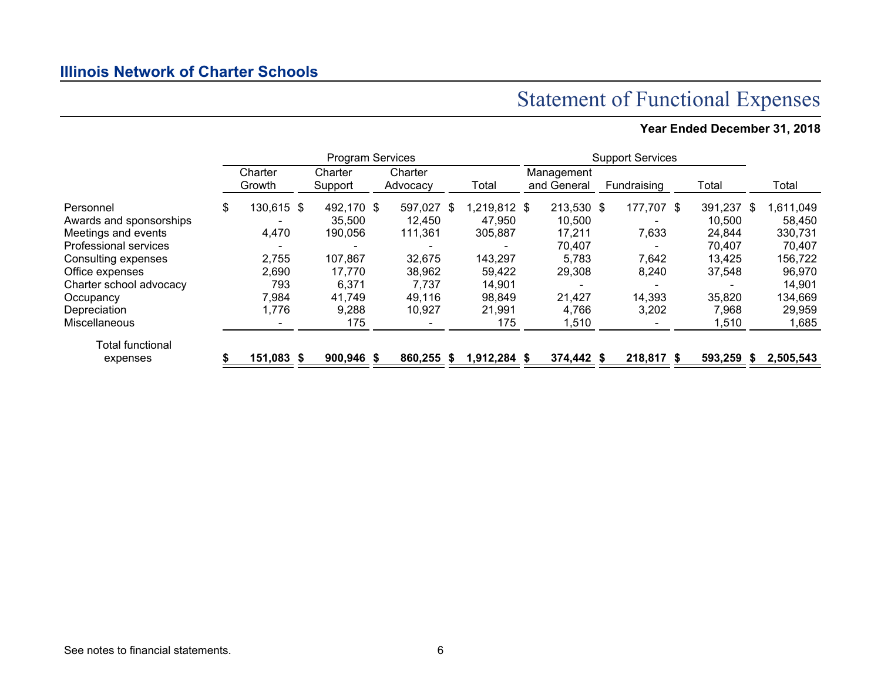**Illinois Network of Charter Schools**

# Statement of Functional Expenses

**Year Ended December 31, 2018**

| | Program Services | | | | Support Services | | | |
|---|---|---|---|---|---|---|---|---|
| | Charter Growth | Charter Support | Charter Advocacy | Total | Management and General | Fundraising | Total | Total |
| Personnel | $ 130,615 | $ 492,170 | $ 597,027 | $ 1,219,812 | $ 213,530 | $ 177,707 | $ 391,237 | $ 1,611,049 |
| Awards and sponsorships | - | 35,500 | 12,450 | 47,950 | 10,500 | - | 10,500 | 58,450 |
| Meetings and events | 4,470 | 190,056 | 111,361 | 305,887 | 17,211 | 7,633 | 24,844 | 330,731 |
| Professional services | - | - | - | - | 70,407 | - | 70,407 | 70,407 |
| Consulting expenses | 2,755 | 107,867 | 32,675 | 143,297 | 5,783 | 7,642 | 13,425 | 156,722 |
| Office expenses | 2,690 | 17,770 | 38,962 | 59,422 | 29,308 | 8,240 | 37,548 | 96,970 |
| Charter school advocacy | 793 | 6,371 | 7,737 | 14,901 | - | - | - | 14,901 |
| Occupancy | 7,984 | 41,749 | 49,116 | 98,849 | 21,427 | 14,393 | 35,820 | 134,669 |
| Depreciation | 1,776 | 9,288 | 10,927 | 21,991 | 4,766 | 3,202 | 7,968 | 29,959 |
| Miscellaneous | - | 175 | - | 175 | 1,510 | - | 1,510 | 1,685 |
| Total functional expenses | **$ 151,083** | **$ 900,946** | **$ 860,255** | **$ 1,912,284** | **$ 374,442** | **$ 218,817** | **$ 593,259** | **$ 2,505,543** |

See notes to financial statements.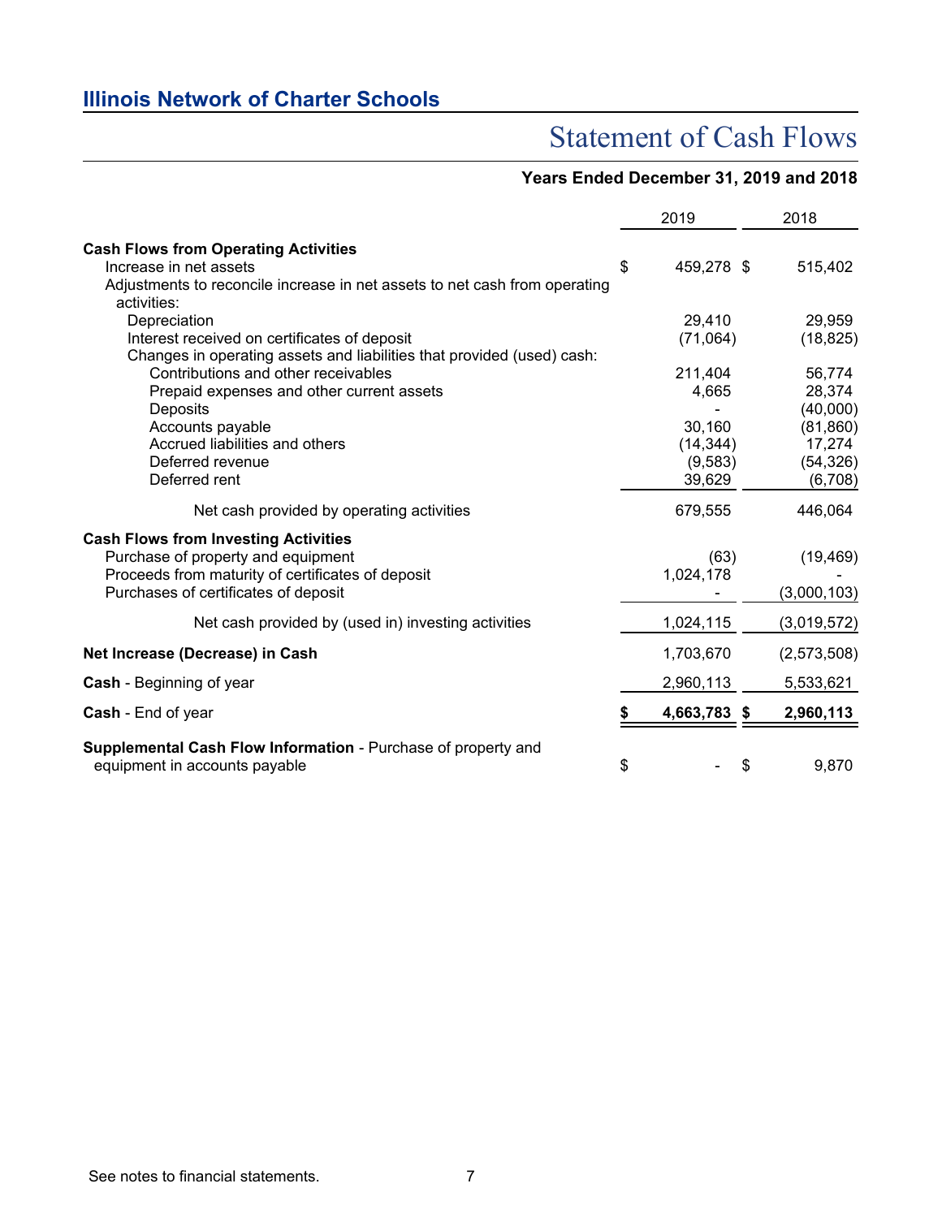## Illinois Network of Charter Schools

# Statement of Cash Flows

### Years Ended December 31, 2019 and 2018

| | 2019 | 2018 |
|---|---|---|
| **Cash Flows from Operating Activities** | | |
| Increase in net assets | $ 459,278 | $ 515,402 |
| Adjustments to reconcile increase in net assets to net cash from operating activities: | | |
| Depreciation | 29,410 | 29,959 |
| Interest received on certificates of deposit | (71,064) | (18,825) |
| Changes in operating assets and liabilities that provided (used) cash: | | |
| Contributions and other receivables | 211,404 | 56,774 |
| Prepaid expenses and other current assets | 4,665 | 28,374 |
| Deposits | - | (40,000) |
| Accounts payable | 30,160 | (81,860) |
| Accrued liabilities and others | (14,344) | 17,274 |
| Deferred revenue | (9,583) | (54,326) |
| Deferred rent | 39,629 | (6,708) |
| Net cash provided by operating activities | 679,555 | 446,064 |
| **Cash Flows from Investing Activities** | | |
| Purchase of property and equipment | (63) | (19,469) |
| Proceeds from maturity of certificates of deposit | 1,024,178 | - |
| Purchases of certificates of deposit | - | (3,000,103) |
| Net cash provided by (used in) investing activities | 1,024,115 | (3,019,572) |
| **Net Increase (Decrease) in Cash** | 1,703,670 | (2,573,508) |
| **Cash** - Beginning of year | 2,960,113 | 5,533,621 |
| **Cash** - End of year | **$ 4,663,783** | **$ 2,960,113** |
| **Supplemental Cash Flow Information** - Purchase of property and equipment in accounts payable | $ - | $ 9,870 |

See notes to financial statements.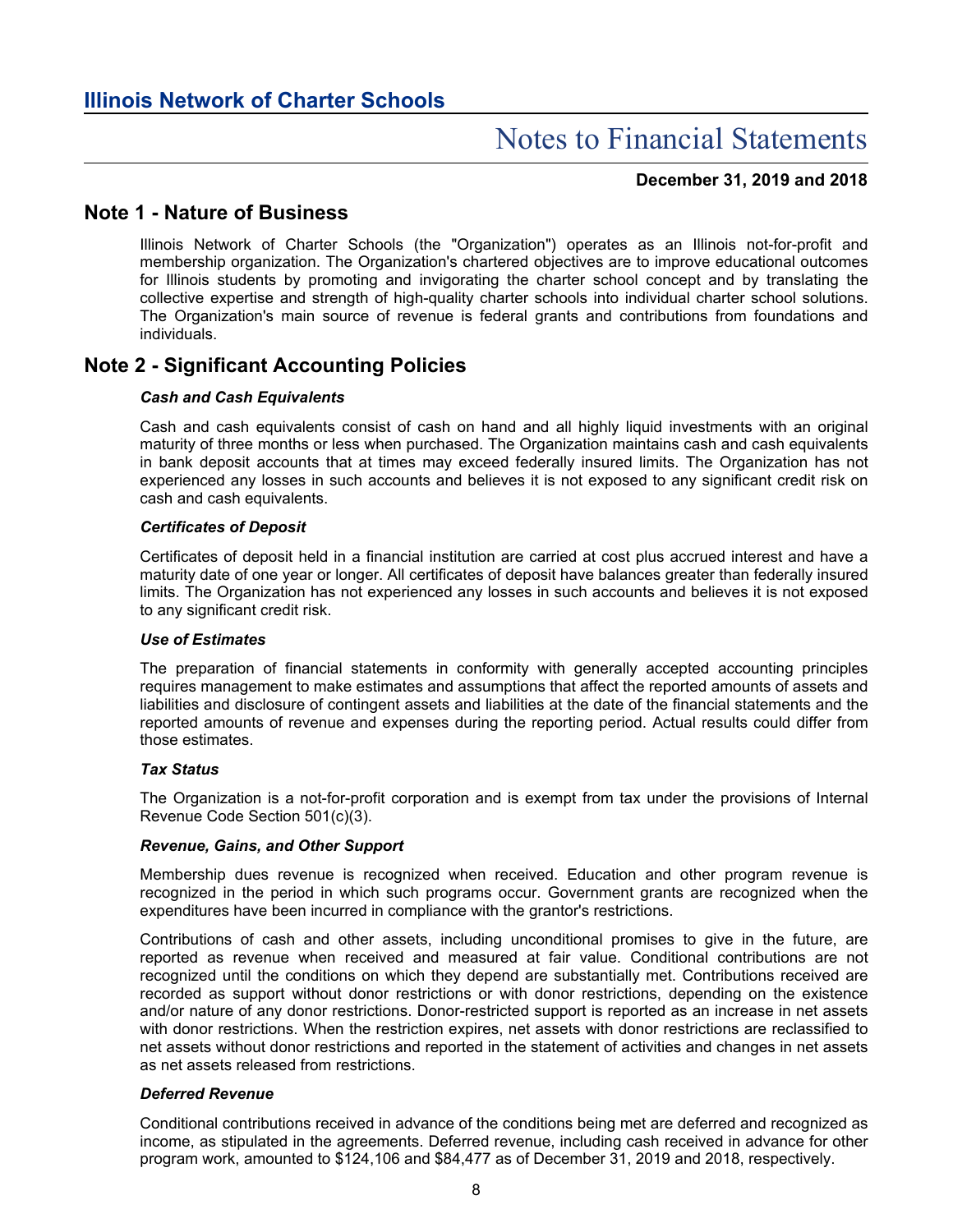# Illinois Network of Charter Schools

# Notes to Financial Statements

**December 31, 2019 and 2018**

## Note 1 - Nature of Business

Illinois Network of Charter Schools (the "Organization") operates as an Illinois not-for-profit and membership organization. The Organization's chartered objectives are to improve educational outcomes for Illinois students by promoting and invigorating the charter school concept and by translating the collective expertise and strength of high-quality charter schools into individual charter school solutions. The Organization's main source of revenue is federal grants and contributions from foundations and individuals.

## Note 2 - Significant Accounting Policies

***Cash and Cash Equivalents***

Cash and cash equivalents consist of cash on hand and all highly liquid investments with an original maturity of three months or less when purchased. The Organization maintains cash and cash equivalents in bank deposit accounts that at times may exceed federally insured limits. The Organization has not experienced any losses in such accounts and believes it is not exposed to any significant credit risk on cash and cash equivalents.

***Certificates of Deposit***

Certificates of deposit held in a financial institution are carried at cost plus accrued interest and have a maturity date of one year or longer. All certificates of deposit have balances greater than federally insured limits. The Organization has not experienced any losses in such accounts and believes it is not exposed to any significant credit risk.

***Use of Estimates***

The preparation of financial statements in conformity with generally accepted accounting principles requires management to make estimates and assumptions that affect the reported amounts of assets and liabilities and disclosure of contingent assets and liabilities at the date of the financial statements and the reported amounts of revenue and expenses during the reporting period. Actual results could differ from those estimates.

***Tax Status***

The Organization is a not-for-profit corporation and is exempt from tax under the provisions of Internal Revenue Code Section 501(c)(3).

***Revenue, Gains, and Other Support***

Membership dues revenue is recognized when received. Education and other program revenue is recognized in the period in which such programs occur. Government grants are recognized when the expenditures have been incurred in compliance with the grantor's restrictions.

Contributions of cash and other assets, including unconditional promises to give in the future, are reported as revenue when received and measured at fair value. Conditional contributions are not recognized until the conditions on which they depend are substantially met. Contributions received are recorded as support without donor restrictions or with donor restrictions, depending on the existence and/or nature of any donor restrictions. Donor-restricted support is reported as an increase in net assets with donor restrictions. When the restriction expires, net assets with donor restrictions are reclassified to net assets without donor restrictions and reported in the statement of activities and changes in net assets as net assets released from restrictions.

***Deferred Revenue***

Conditional contributions received in advance of the conditions being met are deferred and recognized as income, as stipulated in the agreements. Deferred revenue, including cash received in advance for other program work, amounted to $124,106 and $84,477 as of December 31, 2019 and 2018, respectively.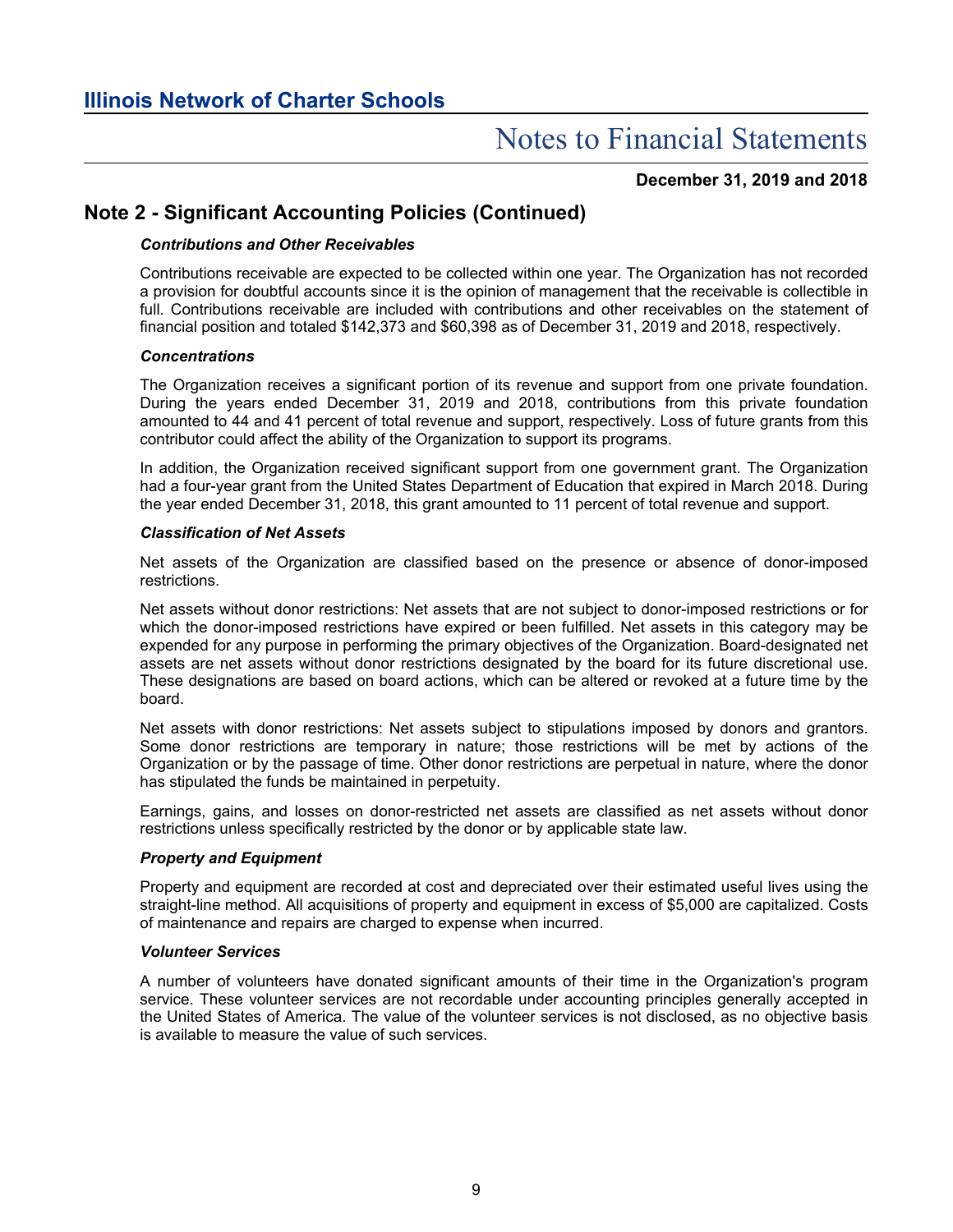## Note 2 - Significant Accounting Policies (Continued)

### *Contributions and Other Receivables*

Contributions receivable are expected to be collected within one year. The Organization has not recorded a provision for doubtful accounts since it is the opinion of management that the receivable is collectible in full. Contributions receivable are included with contributions and other receivables on the statement of financial position and totaled $142,373 and $60,398 as of December 31, 2019 and 2018, respectively.

### *Concentrations*

The Organization receives a significant portion of its revenue and support from one private foundation. During the years ended December 31, 2019 and 2018, contributions from this private foundation amounted to 44 and 41 percent of total revenue and support, respectively. Loss of future grants from this contributor could affect the ability of the Organization to support its programs.

In addition, the Organization received significant support from one government grant. The Organization had a four-year grant from the United States Department of Education that expired in March 2018. During the year ended December 31, 2018, this grant amounted to 11 percent of total revenue and support.

### *Classification of Net Assets*

Net assets of the Organization are classified based on the presence or absence of donor-imposed restrictions.

Net assets without donor restrictions: Net assets that are not subject to donor-imposed restrictions or for which the donor-imposed restrictions have expired or been fulfilled. Net assets in this category may be expended for any purpose in performing the primary objectives of the Organization. Board-designated net assets are net assets without donor restrictions designated by the board for its future discretional use. These designations are based on board actions, which can be altered or revoked at a future time by the board.

Net assets with donor restrictions: Net assets subject to stipulations imposed by donors and grantors. Some donor restrictions are temporary in nature; those restrictions will be met by actions of the Organization or by the passage of time. Other donor restrictions are perpetual in nature, where the donor has stipulated the funds be maintained in perpetuity.

Earnings, gains, and losses on donor-restricted net assets are classified as net assets without donor restrictions unless specifically restricted by the donor or by applicable state law.

### *Property and Equipment*

Property and equipment are recorded at cost and depreciated over their estimated useful lives using the straight-line method. All acquisitions of property and equipment in excess of $5,000 are capitalized. Costs of maintenance and repairs are charged to expense when incurred.

### *Volunteer Services*

A number of volunteers have donated significant amounts of their time in the Organization's program service. These volunteer services are not recordable under accounting principles generally accepted in the United States of America. The value of the volunteer services is not disclosed, as no objective basis is available to measure the value of such services.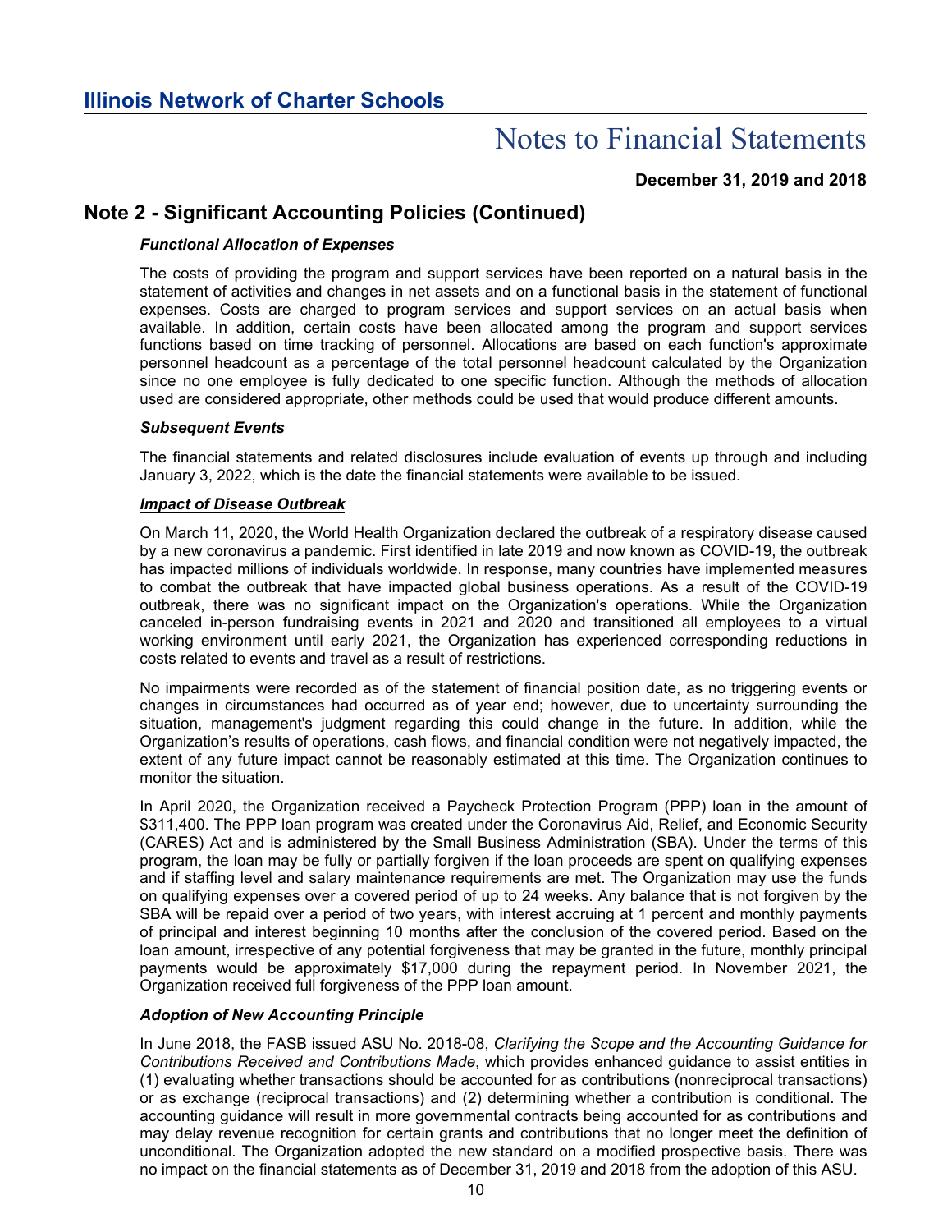## Note 2 - Significant Accounting Policies (Continued)

### *Functional Allocation of Expenses*

The costs of providing the program and support services have been reported on a natural basis in the statement of activities and changes in net assets and on a functional basis in the statement of functional expenses. Costs are charged to program services and support services on an actual basis when available. In addition, certain costs have been allocated among the program and support services functions based on time tracking of personnel. Allocations are based on each function's approximate personnel headcount as a percentage of the total personnel headcount calculated by the Organization since no one employee is fully dedicated to one specific function. Although the methods of allocation used are considered appropriate, other methods could be used that would produce different amounts.

### *Subsequent Events*

The financial statements and related disclosures include evaluation of events up through and including January 3, 2022, which is the date the financial statements were available to be issued.

### ***Impact of Disease Outbreak***

On March 11, 2020, the World Health Organization declared the outbreak of a respiratory disease caused by a new coronavirus a pandemic. First identified in late 2019 and now known as COVID-19, the outbreak has impacted millions of individuals worldwide. In response, many countries have implemented measures to combat the outbreak that have impacted global business operations. As a result of the COVID-19 outbreak, there was no significant impact on the Organization's operations. While the Organization canceled in-person fundraising events in 2021 and 2020 and transitioned all employees to a virtual working environment until early 2021, the Organization has experienced corresponding reductions in costs related to events and travel as a result of restrictions.

No impairments were recorded as of the statement of financial position date, as no triggering events or changes in circumstances had occurred as of year end; however, due to uncertainty surrounding the situation, management's judgment regarding this could change in the future. In addition, while the Organization's results of operations, cash flows, and financial condition were not negatively impacted, the extent of any future impact cannot be reasonably estimated at this time. The Organization continues to monitor the situation.

In April 2020, the Organization received a Paycheck Protection Program (PPP) loan in the amount of $311,400. The PPP loan program was created under the Coronavirus Aid, Relief, and Economic Security (CARES) Act and is administered by the Small Business Administration (SBA). Under the terms of this program, the loan may be fully or partially forgiven if the loan proceeds are spent on qualifying expenses and if staffing level and salary maintenance requirements are met. The Organization may use the funds on qualifying expenses over a covered period of up to 24 weeks. Any balance that is not forgiven by the SBA will be repaid over a period of two years, with interest accruing at 1 percent and monthly payments of principal and interest beginning 10 months after the conclusion of the covered period. Based on the loan amount, irrespective of any potential forgiveness that may be granted in the future, monthly principal payments would be approximately $17,000 during the repayment period. In November 2021, the Organization received full forgiveness of the PPP loan amount.

### *Adoption of New Accounting Principle*

In June 2018, the FASB issued ASU No. 2018-08, *Clarifying the Scope and the Accounting Guidance for Contributions Received and Contributions Made*, which provides enhanced guidance to assist entities in (1) evaluating whether transactions should be accounted for as contributions (nonreciprocal transactions) or as exchange (reciprocal transactions) and (2) determining whether a contribution is conditional. The accounting guidance will result in more governmental contracts being accounted for as contributions and may delay revenue recognition for certain grants and contributions that no longer meet the definition of unconditional. The Organization adopted the new standard on a modified prospective basis. There was no impact on the financial statements as of December 31, 2019 and 2018 from the adoption of this ASU.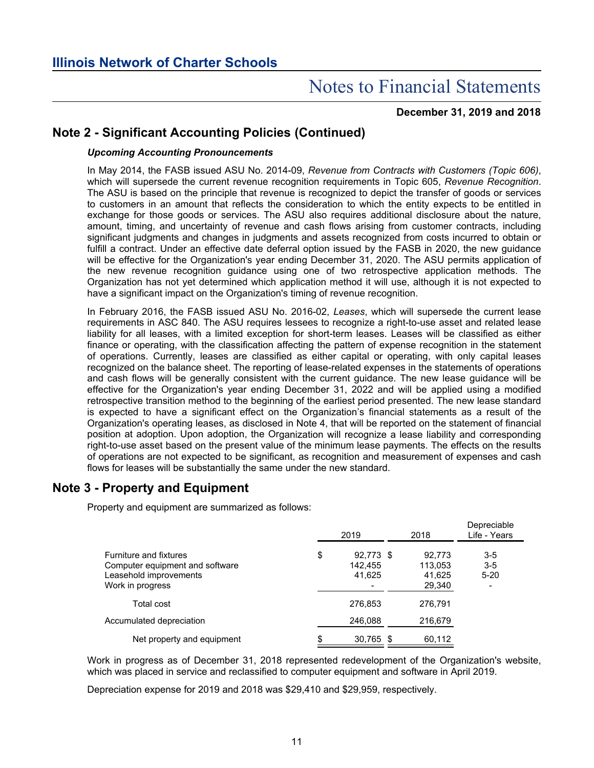## Note 2 - Significant Accounting Policies (Continued)

***Upcoming Accounting Pronouncements***

In May 2014, the FASB issued ASU No. 2014-09, *Revenue from Contracts with Customers (Topic 606)*, which will supersede the current revenue recognition requirements in Topic 605, *Revenue Recognition*. The ASU is based on the principle that revenue is recognized to depict the transfer of goods or services to customers in an amount that reflects the consideration to which the entity expects to be entitled in exchange for those goods or services. The ASU also requires additional disclosure about the nature, amount, timing, and uncertainty of revenue and cash flows arising from customer contracts, including significant judgments and changes in judgments and assets recognized from costs incurred to obtain or fulfill a contract. Under an effective date deferral option issued by the FASB in 2020, the new guidance will be effective for the Organization's year ending December 31, 2020. The ASU permits application of the new revenue recognition guidance using one of two retrospective application methods. The Organization has not yet determined which application method it will use, although it is not expected to have a significant impact on the Organization's timing of revenue recognition.

In February 2016, the FASB issued ASU No. 2016-02, *Leases*, which will supersede the current lease requirements in ASC 840. The ASU requires lessees to recognize a right-to-use asset and related lease liability for all leases, with a limited exception for short-term leases. Leases will be classified as either finance or operating, with the classification affecting the pattern of expense recognition in the statement of operations. Currently, leases are classified as either capital or operating, with only capital leases recognized on the balance sheet. The reporting of lease-related expenses in the statements of operations and cash flows will be generally consistent with the current guidance. The new lease guidance will be effective for the Organization's year ending December 31, 2022 and will be applied using a modified retrospective transition method to the beginning of the earliest period presented. The new lease standard is expected to have a significant effect on the Organization's financial statements as a result of the Organization's operating leases, as disclosed in Note 4, that will be reported on the statement of financial position at adoption. Upon adoption, the Organization will recognize a lease liability and corresponding right-to-use asset based on the present value of the minimum lease payments. The effects on the results of operations are not expected to be significant, as recognition and measurement of expenses and cash flows for leases will be substantially the same under the new standard.

## Note 3 - Property and Equipment

Property and equipment are summarized as follows:

| | 2019 | 2018 | Depreciable Life - Years |
|---|---|---|---|
| Furniture and fixtures | $ 92,773 | $ 92,773 | 3-5 |
| Computer equipment and software | 142,455 | 113,053 | 3-5 |
| Leasehold improvements | 41,625 | 41,625 | 5-20 |
| Work in progress | - | 29,340 | - |
| Total cost | 276,853 | 276,791 | |
| Accumulated depreciation | 246,088 | 216,679 | |
| Net property and equipment | $ 30,765 | $ 60,112 | |

Work in progress as of December 31, 2018 represented redevelopment of the Organization's website, which was placed in service and reclassified to computer equipment and software in April 2019.

Depreciation expense for 2019 and 2018 was $29,410 and $29,959, respectively.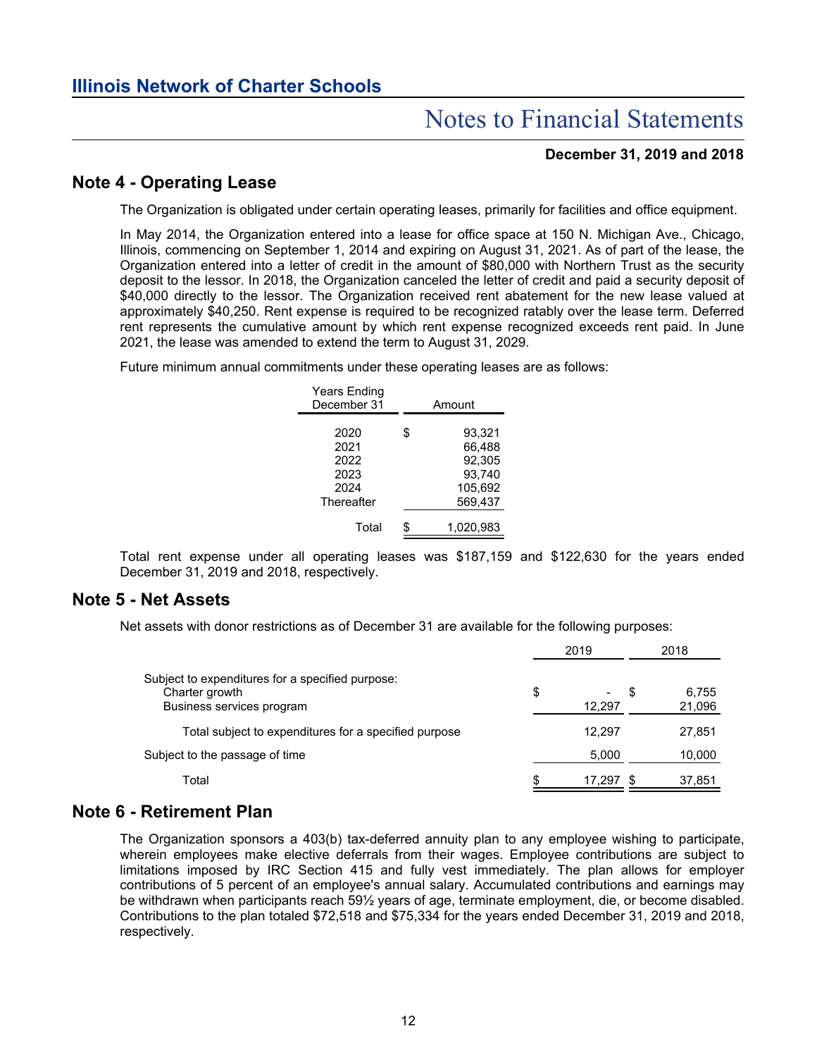## Note 4 - Operating Lease

The Organization is obligated under certain operating leases, primarily for facilities and office equipment.

In May 2014, the Organization entered into a lease for office space at 150 N. Michigan Ave., Chicago, Illinois, commencing on September 1, 2014 and expiring on August 31, 2021. As of part of the lease, the Organization entered into a letter of credit in the amount of $80,000 with Northern Trust as the security deposit to the lessor. In 2018, the Organization canceled the letter of credit and paid a security deposit of $40,000 directly to the lessor. The Organization received rent abatement for the new lease valued at approximately $40,250. Rent expense is required to be recognized ratably over the lease term. Deferred rent represents the cumulative amount by which rent expense recognized exceeds rent paid. In June 2021, the lease was amended to extend the term to August 31, 2029.

Future minimum annual commitments under these operating leases are as follows:

| Years Ending December 31 | Amount |
|---|---|
| 2020 | $ 93,321 |
| 2021 | 66,488 |
| 2022 | 92,305 |
| 2023 | 93,740 |
| 2024 | 105,692 |
| Thereafter | 569,437 |
| Total | $ 1,020,983 |

Total rent expense under all operating leases was $187,159 and $122,630 for the years ended December 31, 2019 and 2018, respectively.

## Note 5 - Net Assets

Net assets with donor restrictions as of December 31 are available for the following purposes:

| | 2019 | 2018 |
|---|---|---|
| Subject to expenditures for a specified purpose: | | |
| Charter growth | $ - | $ 6,755 |
| Business services program | 12,297 | 21,096 |
| Total subject to expenditures for a specified purpose | 12,297 | 27,851 |
| Subject to the passage of time | 5,000 | 10,000 |
| Total | $ 17,297 | $ 37,851 |

## Note 6 - Retirement Plan

The Organization sponsors a 403(b) tax-deferred annuity plan to any employee wishing to participate, wherein employees make elective deferrals from their wages. Employee contributions are subject to limitations imposed by IRC Section 415 and fully vest immediately. The plan allows for employer contributions of 5 percent of an employee's annual salary. Accumulated contributions and earnings may be withdrawn when participants reach 59½ years of age, terminate employment, die, or become disabled. Contributions to the plan totaled $72,518 and $75,334 for the years ended December 31, 2019 and 2018, respectively.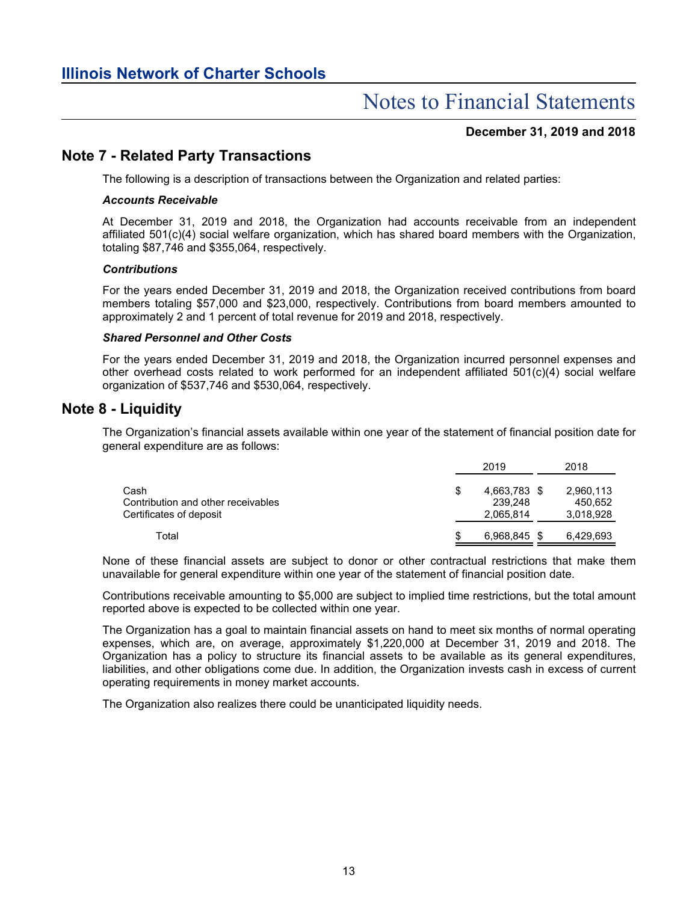# Illinois Network of Charter Schools

## Notes to Financial Statements

**December 31, 2019 and 2018**

## Note 7 - Related Party Transactions

The following is a description of transactions between the Organization and related parties:

***Accounts Receivable***

At December 31, 2019 and 2018, the Organization had accounts receivable from an independent affiliated 501(c)(4) social welfare organization, which has shared board members with the Organization, totaling $87,746 and $355,064, respectively.

***Contributions***

For the years ended December 31, 2019 and 2018, the Organization received contributions from board members totaling $57,000 and $23,000, respectively. Contributions from board members amounted to approximately 2 and 1 percent of total revenue for 2019 and 2018, respectively.

***Shared Personnel and Other Costs***

For the years ended December 31, 2019 and 2018, the Organization incurred personnel expenses and other overhead costs related to work performed for an independent affiliated 501(c)(4) social welfare organization of $537,746 and $530,064, respectively.

## Note 8 - Liquidity

The Organization's financial assets available within one year of the statement of financial position date for general expenditure are as follows:

| | 2019 | 2018 |
|---|---|---|
| Cash | $ 4,663,783 | $ 2,960,113 |
| Contribution and other receivables | 239,248 | 450,652 |
| Certificates of deposit | 2,065,814 | 3,018,928 |
| Total | $ 6,968,845 | $ 6,429,693 |

None of these financial assets are subject to donor or other contractual restrictions that make them unavailable for general expenditure within one year of the statement of financial position date.

Contributions receivable amounting to $5,000 are subject to implied time restrictions, but the total amount reported above is expected to be collected within one year.

The Organization has a goal to maintain financial assets on hand to meet six months of normal operating expenses, which are, on average, approximately $1,220,000 at December 31, 2019 and 2018. The Organization has a policy to structure its financial assets to be available as its general expenditures, liabilities, and other obligations come due. In addition, the Organization invests cash in excess of current operating requirements in money market accounts.

The Organization also realizes there could be unanticipated liquidity needs.